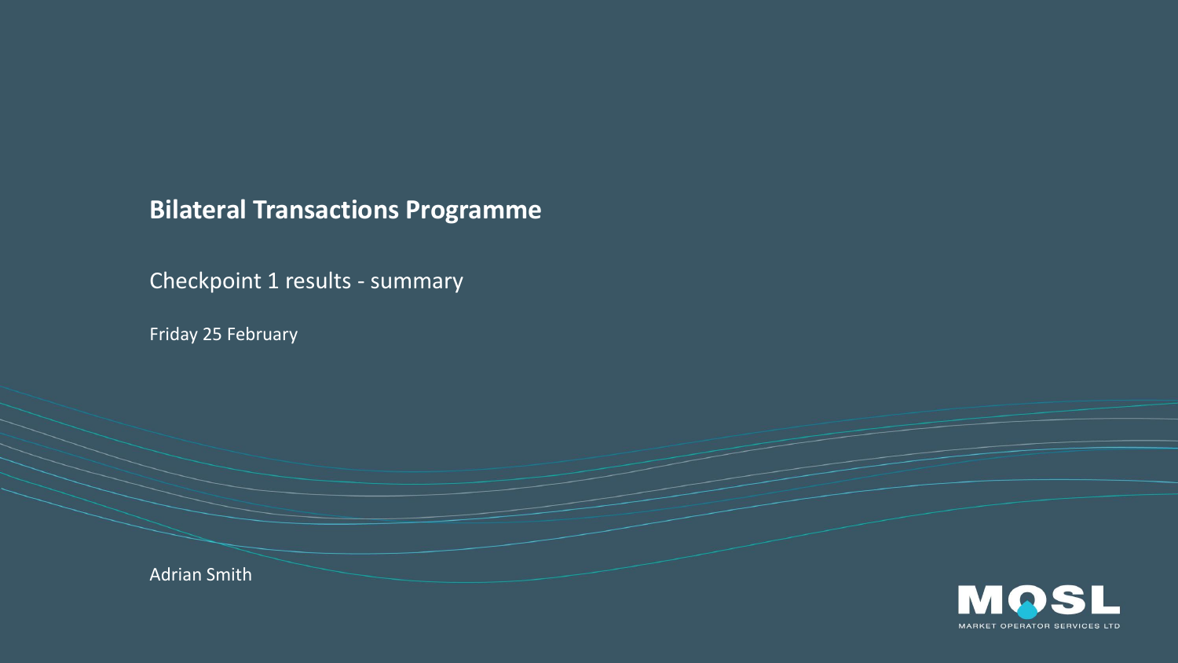# Bilateral Transactions Programme

Checkpoint 1 results - summary

Friday 25 February

Adrian Smith

MOSL

MARKET OPERATOR SERVICES LTD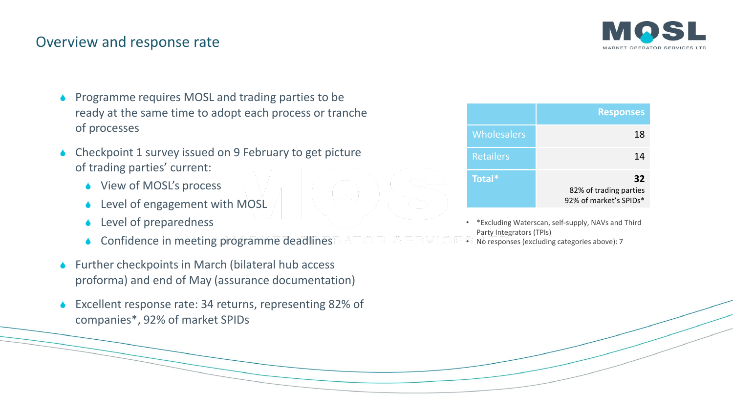## Overview and response rate

- Programme requires MOSL and trading parties to be ready at the same time to adopt each process or tranche of processes
- Checkpoint 1 survey issued on 9 February to get picture of trading parties' current:
  - View of MOSL's process
  - Level of engagement with MOSL
  - Level of preparedness
  - Confidence in meeting programme deadlines
- Further checkpoints in March (bilateral hub access proforma) and end of May (assurance documentation)
- Excellent response rate: 34 returns, representing 82% of companies*, 92% of market SPIDs

| | Responses |
|---|---|
| Wholesalers | 18 |
| Retailers | 14 |
| **Total*** | **32**<br>82% of trading parties<br>92% of market's SPIDs* |

- *Excluding Waterscan, self-supply, NAVs and Third Party Integrators (TPIs)
- No responses (excluding categories above): 7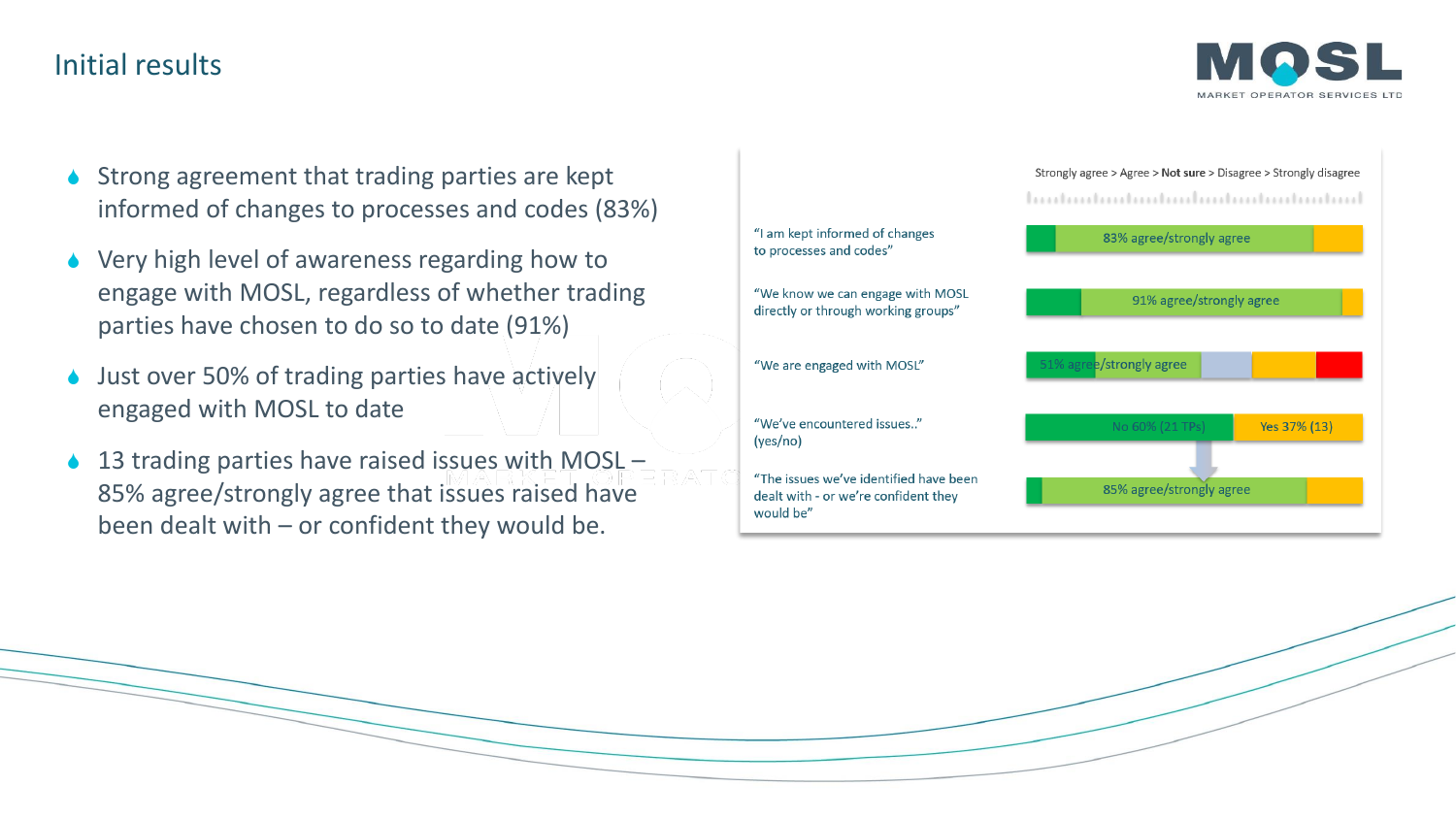## Initial results

- Strong agreement that trading parties are kept informed of changes to processes and codes (83%)
- Very high level of awareness regarding how to engage with MOSL, regardless of whether trading parties have chosen to do so to date (91%)
- Just over 50% of trading parties have actively engaged with MOSL to date
- 13 trading parties have raised issues with MOSL – 85% agree/strongly agree that issues raised have been dealt with – or confident they would be.

Strongly agree > Agree > **Not sure** > Disagree > Strongly disagree

"I am kept informed of changes to processes and codes"
83% agree/strongly agree

"We know we can engage with MOSL directly or through working groups"
91% agree/strongly agree

"We are engaged with MOSL"
51% agree/strongly agree

"We've encountered issues.." (yes/no)
No 60% (21 TPs)
Yes 37% (13)

"The issues we've identified have been dealt with - or we're confident they would be"
85% agree/strongly agree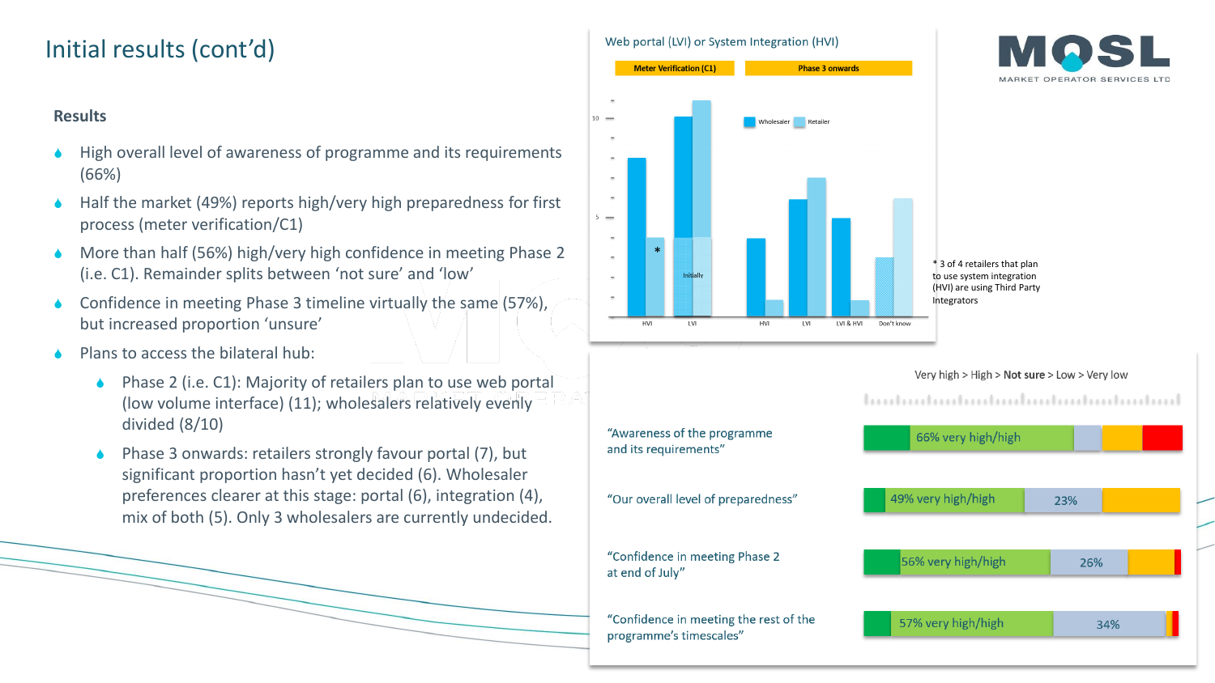# Initial results (cont'd)

## Results

- High overall level of awareness of programme and its requirements (66%)
- Half the market (49%) reports high/very high preparedness for first process (meter verification/C1)
- More than half (56%) high/very high confidence in meeting Phase 2 (i.e. C1). Remainder splits between 'not sure' and 'low'
- Confidence in meeting Phase 3 timeline virtually the same (57%), but increased proportion 'unsure'
- Plans to access the bilateral hub:
  - Phase 2 (i.e. C1): Majority of retailers plan to use web portal (low volume interface) (11); wholesalers relatively evenly divided (8/10)
  - Phase 3 onwards: retailers strongly favour portal (7), but significant proportion hasn't yet decided (6). Wholesaler preferences clearer at this stage: portal (6), integration (4), mix of both (5). Only 3 wholesalers are currently undecided.

Web portal (LVI) or System Integration (HVI)

Meter Verification (C1)

Phase 3 onwards

Wholesaler

Retailer

10

5

\*

Initially

HVI

LVI

HVI

LVI

LVI & HVI

Don't know

\* 3 of 4 retailers that plan to use system integration (HVI) are using Third Party Integrators

Very high > High > **Not sure** > Low > Very low

"Awareness of the programme and its requirements"

66% very high/high

"Our overall level of preparedness"

49% very high/high

23%

"Confidence in meeting Phase 2 at end of July"

56% very high/high

26%

"Confidence in meeting the rest of the programme's timescales"

57% very high/high

34%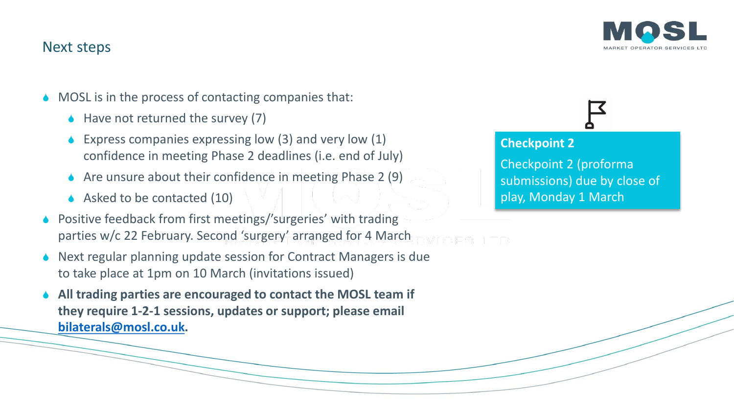## Next steps

- MOSL is in the process of contacting companies that:
  - Have not returned the survey (7)
  - Express companies expressing low (3) and very low (1) confidence in meeting Phase 2 deadlines (i.e. end of July)
  - Are unsure about their confidence in meeting Phase 2 (9)
  - Asked to be contacted (10)
- Positive feedback from first meetings/'surgeries' with trading parties w/c 22 February. Second 'surgery' arranged for 4 March
- Next regular planning update session for Contract Managers is due to take place at 1pm on 10 March (invitations issued)
- **All trading parties are encouraged to contact the MOSL team if they require 1-2-1 sessions, updates or support; please email [bilaterals@mosl.co.uk](mailto:bilaterals@mosl.co.uk).**

**Checkpoint 2**

Checkpoint 2 (proforma submissions) due by close of play, Monday 1 March